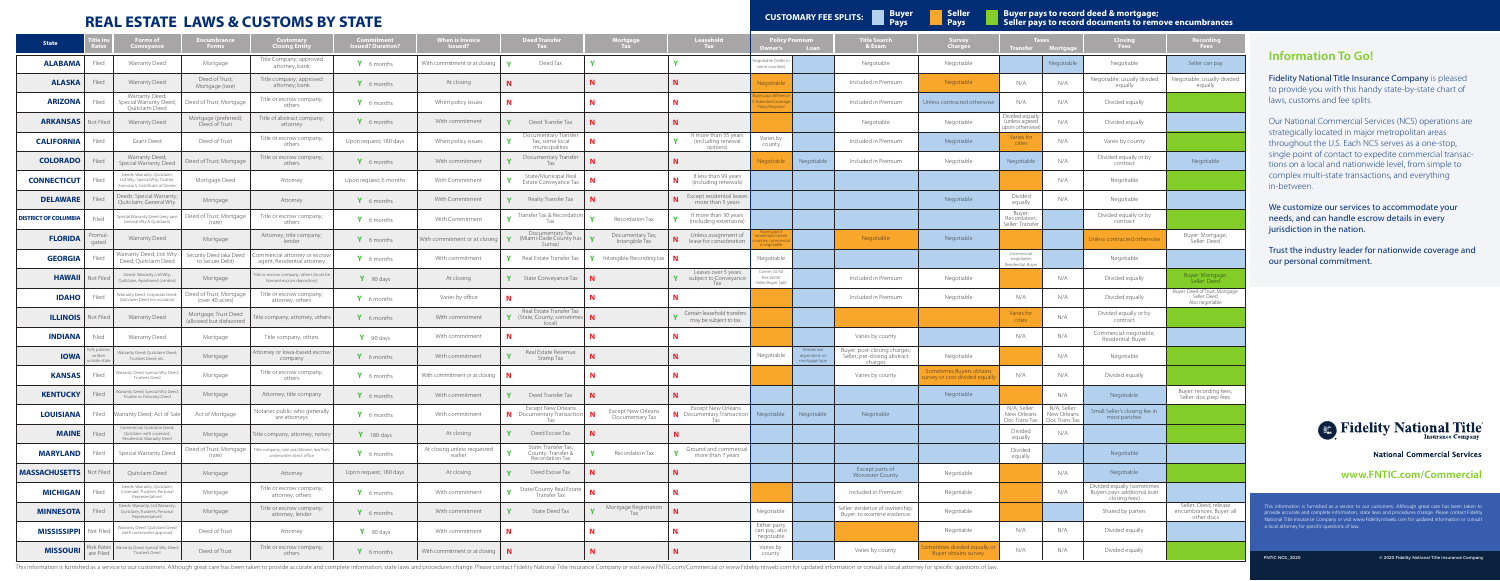# REAL ESTATE LAWS & CUSTOMS BY STATE

**CUSTOMARY FEE SPLITS:** Buyer Pays | Seller Pays | Buyer pays to record deed & mortgage; Seller pays to record documents to remove encumbrances

| State | Title Ins Rates | Forms of Conveyance | Encumbrance Forms | Customary Closing Entity | Commitment Issued? Duration? | When is Invoice Issued? | Deed Transfer Tax | Mortgage Tax | Leasehold Tax | Policy Premium Owner's | Policy Premium Loan | Title Search & Exam | Survey Charges | Taxes Transfer | Taxes Mortgage | Closing Fees | Recording Fees |
|---|---|---|---|---|---|---|---|---|---|---|---|---|---|---|---|---|---|
| ALABAMA | Filed | Warranty Deed | Mortgage | Title Company; approved attorney; bank | Y 6 months | With commitment or at closing | Y Deed Tax | Y | Y | Negotiable (Seller in some counties) | | Negotiable | Negotiable | | Negotiable | Negotiable | Seller can pay |
| ALASKA | Filed | Warranty Deed | Deed of Trust; Mortgage (rare) | Title company; approved attorney; bank | Y 6 months | At closing | N | N | N | Negotiable | | Included in Premium | Negotiable | N/A | N/A | Negotiable; usually divided equally | Negotiable; usually divided equally |
| ARIZONA | Filed | Warranty Deed; Special Warranty Deed; Quitclaim Deed | Deed of Trust; Mortgage | Title or escrow company; others | Y 6 months | When policy issues | N | N | N | Buyer pays difference in Extended Coverage Policy (Required) | | Included in Premium | Unless contracted otherwise | N/A | N/A | Divided equally | |
| ARKANSAS | Not Filed | Warranty Deed | Mortgage (preferred); Deed of Trust | Title of abstract company; attorney | Y 6 months | With commitment | Y Deed Transfer Tax | N | N | | | Negotiable | Negotiable | Divided equally (unless agreed upon otherwise) | N/A | Divided equally | |
| CALIFORNIA | Filed | Grant Deed | Deed of Trust | Title or escrow company; others | Upon request; 180 days | When policy issues | Y Documentary Transfer Tax; some local municipalities | N | Y If more than 35 years (including renewal options) | Varies by county | | Included in Premium | Negotiable | Varies for cities | N/A | Varies by county | |
| COLORADO | Filed | Warranty Deed; Special Warranty Deed | Deed of Trust; Mortgage | Title or escrow company; others | Y 6 months | With commitment | Y Documentary Transfer Tax | N | N | Negotiable | Negotiable | Included in Premium | Negotiable | Negotiable | N/A | Divided equally or by contract | Negotiable |
| CONNECTICUT | Filed | Deeds: Warranty, Quitclaim, Ltd Wty, Special Wty, Trustee, Executor's, Certificate of Devise | Mortgage Deed | Attorney | Upon request; 6 months | With Commitment | Y State/Municipal Real Estate Conveyance Tax | N | N If less than 99 years (including renewals) | | | | | | N/A | Negotiable | |
| DELAWARE | Filed | Deeds: Special Warranty, Quitclaim, General Wty | Mortgage | Attorney | Y 6 months | With Commitment | Y Realty Transfer Tax | N | N Except residential leases more than 5 years | | | | Negotiable | Divided equally | N/A | Negotiable | |
| DISTRICT OF COLUMBIA | Filed | Special Warranty Deed (very rare: General Wty & Quitclaim) | Deed of Trust; Mortgage (rare) | Title or escrow company; others | Y 6 months | With Commitment | Y Transfer Tax & Recordation Tax | Y Recordation Tax | Y If more than 30 years (including extensions) | | | | | Buyer: Recordation; Seller: Transfer | N/A | Divided equally or by contract | |
| FLORIDA | Promulgated | Warranty Deed | Mortgage | Attorney; title company; lender | Y 6 months | With commitment or at closing | Y Documentary Tax (Miami-Dade County has Surtax) | Y Documentary Tax, Intangible Tax | N Unless assignment of lease for consideration | Buyer pays in some counties; in other counties is negotiable | | Negotiable | Negotiable | | | Unless contracted otherwise | Buyer: Mortgage; Seller: Deed |
| GEORGIA | Filed | Warranty Deed, Ltd Wty Deed, Quitclaim Deed | Security Deed (aka Deed to Secure Debt) | Commercial attorney or escrow agent; Residential attorney | Y 6 months | With commitment | Y Real Estate Transfer Tax | Y Intangible Recording tax | N | Negotiable | | | | Commercial: negotiable; Residential: Buyer | | Negotiable | |
| HAWAII | Not Filed | Deeds: Warranty, Ltd Wty, Quitclaim, Apartment (condos) | Mortgage | Title or escrow company; others (must be licensed escrow depository) | Y 90 days | At closing | Y State Conveyance Tax | N | Y Leases over 5 years subject to Conveyance Tax | Comm: 50/50; Res: 60/40 (Seller/Buyer) | | Included in Premium | Negotiable | | N/A | Divided equally | Buyer: Mortgage; Seller: Deed |
| IDAHO | Filed | Warranty Deed; Corporate Deed; Quitclaim Deed (not so common) | Deed of Trust; Mortgage (over 40 acres) | Title or escrow company; attorney; others | Y 6 months | Varies by office | N | N | N | | | Included in Premium | Negotiable | N/A | N/A | Divided equally | Buyer: Deed of Trust, Mortgage; Seller: Deed; Also negotiable |
| ILLINOIS | Not Filed | Warranty Deed | Mortgage; Trust Deed (allowed but disfavored) | Title company; attorney; others | Y 6 months | With commitment | Y Real Estate Transfer Tax (State, County, sometimes local) | N | Y Certain leasehold transfers may be subject to tax | | | | | Varies for cities | N/A | Divided equally or by contract | |
| INDIANA | Filed | Warranty Deed | Mortgage | Title company; others | Y 90 days | With commitment | N | N | N | | | Varies by county | | N/A | N/A | Commercial: negotiable; Residential: Buyer | |
| IOWA | N/A (policies written outside state) | Warranty Deed; Quitclaim Deed; Trustees Deed; etc. | Mortgage | Attorney or Iowa-based escrow company | Y 6 months | With commitment | Y Real Estate Revenue Stamp Tax | N | N | Negotiable | Residential dependent on mortgage type | Buyer: post-closing charges; Seller: pre-closing abstract charges | Negotiable | | N/A | Negotiable | |
| KANSAS | Filed | Warranty Deed; Special Wty Deed; Trustee's Deed | Mortgage | Title or escrow company; others | Y 6 months | With commitment or at closing | N | N | N | | | Varies by county | Sometimes Buyers obtains survey or cost divided equally | N/A | N/A | Divided equally | |
| KENTUCKY | Filed | Warranty Deed; Special Wty Deed; Trustee or Fiduciary Deed | Mortgage | Attorney; title company | Y 6 months | With commitment | Y Deed Transfer Tax | N | N | | | | Negotiable | | N/A | Negotiable | Buyer: recording fees; Seller: doc prep fees |
| LOUISIANA | Filed | Warranty Deed; Act of Sale | Act of Mortgage | Notaries public who generally are attorneys | Y 6 months | With commitment | N Except New Orleans Documentary Transaction Tax | N Except New Orleans Documentary Tax | N Except New Orleans Documentary Transaction Tax | Negotiable | Negotiable | Negotiable | | N/A; Seller: New Orleans Doc Trans Tax | N/A; Seller: New Orleans Doc Trans Tax | Small Seller's closing fee in most parishes | |
| MAINE | Filed | Commercial Quitclaim Deeds; Quitclaim with covenant; Residential: Warranty Deeds | Mortgage | Title company; attorney; notary | Y 180 days | At closing | Y Deed Excise Tax | N | N | | | | | Divided equally | N/A | | |
| MARYLAND | Filed | Special Warranty Deed | Deed of Trust; Mortgage (rare) | Title company; title producer; law firm (licensed, underwritten direct office) | Y 6 months | At closing unless requested earlier | Y State Transfer Tax; County Transfer & Recordation Tax | Y Recordation Tax | Y Ground and commercial more than 7 years | | | | | Divided equally | | Negotiable | |
| MASSACHUSETTS | Not Filed | Quitclaim Deed | Mortgage | Attorney | Upon request; 180 days | At closing | Y Deed Excise Tax | N | N | | | Except parts of Worcester County | Negotiable | | N/A | Negotiable | |
| MICHIGAN | Filed | Deeds: Warranty, Quitclaim, Covenant, Trustee's, Personal Representatives | Mortgage | Title or escrow company; attorney; others | Y 6 months | With commitment | Y State/County Real Estate Transfer Tax | N | N | | | Included in Premium | Negotiable | | N/A | Divided equally (sometimes Buyers pays additional loan closing fees) | |
| MINNESOTA | Filed | Deeds: Warranty, Ltd Warranty, Quitclaim, Trustee's, Personal Representatives | Mortgage | Title or escrow company; attorney; lender | Y 6 months | With commitment | Y State Deed Tax | Y Mortgage Registration Tax | N | Negotiable | | Seller: evidence of ownership; Buyer: to examine evidence | Negotiable | | | Shared by parties | Seller: Deed, release encumbrances; Buyer: all other docs |
| MISSISSIPPI | Not Filed | Warranty Deed; Quitclaim Deed (with uncommonly used) | Deed of Trust | Attorney | Y 90 days | With commitment | N | N | N | Either party can pay; also negotiable | | | Negotiable | N/A | N/A | Divided equally | |
| MISSOURI | Risk Rates are filed | Warranty Deed; Special Wty Deed; Trustee's Deed | Deed of Trust | Title or escrow company; others | Y 6 months | With commitment or at closing | N | N | N | Varies by county | | Varies by county | Sometimes divided equally or Buyer obtains survey | N/A | N/A | Divided equally | |

## Information To Go!

Fidelity National Title Insurance Company is pleased to provide you with this handy state-by-state chart of laws, customs and fee splits.

Our National Commercial Services (NCS) operations are strategically located in major metropolitan areas throughout the U.S. Each NCS serves as a one-stop, single point of contact to expedite commercial transactions on a local and nationwide level, from simple to complex multi-state transactions, and everything in-between.

We customize our services to accommodate your needs, and can handle escrow details in every jurisdiction in the nation.

Trust the industry leader for nationwide coverage and our personal commitment.

**Fidelity National Title Insurance Company**

**National Commercial Services**

**www.FNTIC.com/Commercial**

This information is furnished as a service to our customers. Although great care has been taken to provide accurate and complete information, state laws and procedures change. Please contact Fidelity National Title Insurance Company or visit www.Fidelity.nmweb.com for updated information or consult a local attorney for specific questions of law.

FNTIC NCS_2020 © 2020 Fidelity National Title Insurance Company

This information is furnished as a service to our customers. Although great care has been taken to provide accurate and complete information, state laws and procedures change. Please contact Fidelity National Title Insurance Company or visit www.FNTIC.com/Commercial or www.Fidelity.nmweb.com for updated information or consult a local attorney for specific questions of law.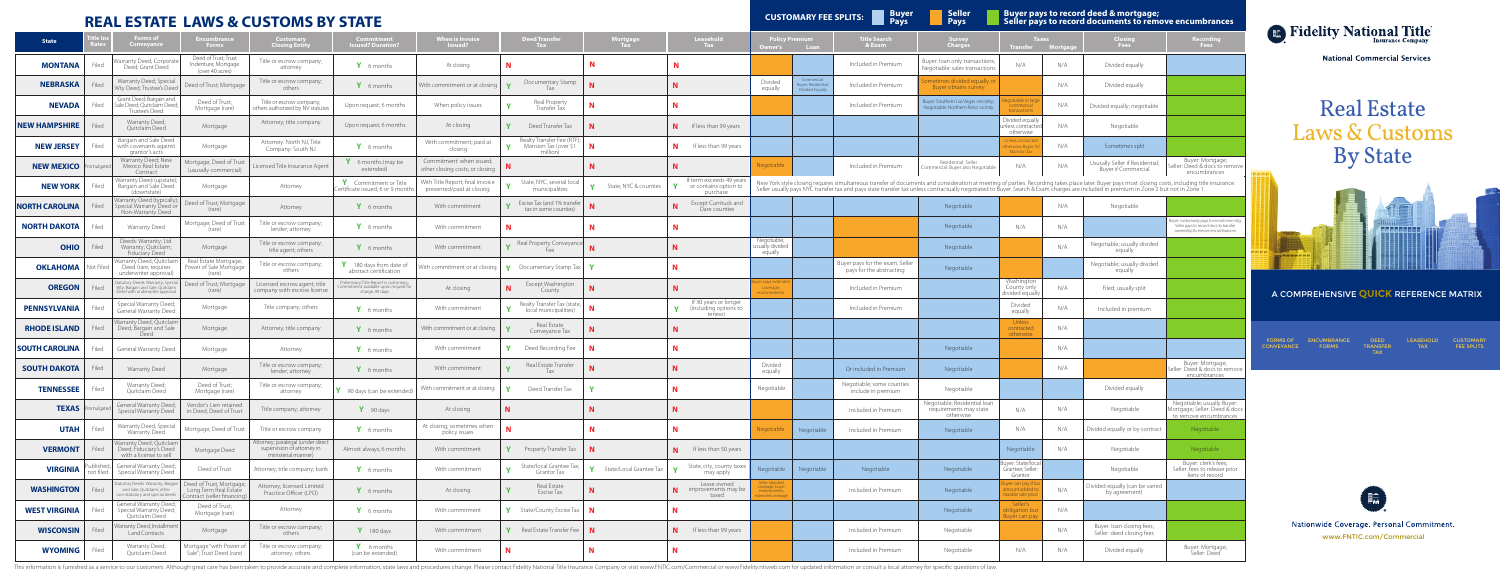# REAL ESTATE LAWS & CUSTOMS BY STATE

CUSTOMARY FEE SPLITS: Buyer Pays | Seller Pays | Buyer pays to record deed & mortgage; Seller pays to record documents to remove encumbrances

| State | Title Ins Rates | Forms of Conveyance | Encumbrance Forms | Customary Closing Entity | Commitment Issued? Duration? | When is Invoice Issued? | Deed Transfer Tax | Mortgage Tax | Leasehold Tax | Policy Premium Owner's | Policy Premium Loan | Title Search & Exam | Survey Charges | Taxes Transfer | Taxes Mortgage | Closing Fees | Recording Fees |
|---|---|---|---|---|---|---|---|---|---|---|---|---|---|---|---|---|---|
| MONTANA | Filed | Warranty Deed; Corporate Deed; Grant Deed | Deed of Trust; Trust Indenture; Mortgage (over 40 acres) | Title or escrow company; attorney | Y 6 months | At closing | N | N | N | | | Included in Premium | Buyer: loan only transactions; Negotiable: sales transactions | N/A | N/A | Divided equally | |
| NEBRASKA | Filed | Warranty Deed; Special Wty Deed; Trustee's Deed | Deed of Trust; Mortgage | Title or escrow company; others | Y 6 months | With commitment or at closing | Y Documentary Stamp Tax | N | N | Divided equally | Commercial: Buyer; Residential: Divided equally | Included in Premium | Sometimes divided equally or Buyer obtains survey | | N/A | Divided equally | |
| NEVADA | Filed | Grant Deed; Bargain and Sale Deed; Quitclaim Deed; Trustee's Deed | Deed of Trust; Mortgage (rare) | Title or escrow company; others authorized by NV statutes | Upon request; 6 months | When policy issues | Y Real Property Transfer Tax | N | N | | | Included in Premium | Buyer: Southern Las Vegas vicinity; Negotiable: Northern Reno vicinity | Negotiable in large commercial transactions | N/A | Divided equally; negotiable | |
| NEW HAMPSHIRE | Filed | Warranty Deed; Quitclaim Deed | Mortgage | Attorney; title company | Upon request; 6 months | At closing | Y Deed Transfer Tax | N | N If less than 99 years | | | | | Divided equally unless contracted otherwise | N/A | Negotiable | |
| NEW JERSEY | Filed | Bargain and Sale Deed with covenants against grantor's acts | Mortgage | Attorney: North NJ; Title Company: South NJ | Y 6 months | With commitment; paid at closing | Y Realty Transfer Fee (RTF); Mansion Tax (over $1 million) | N | N If less than 99 years | | | | | Unless contracted otherwise Buyer: NJ Mansion Tax | N/A | Sometimes split | |
| NEW MEXICO | Promulgated | Warranty Deed; New Mexico Real Estate Contract | Mortgage; Deed of Trust (usually commercial) | Licensed Title Insurance Agent | Y 6 months (may be extended) | Commitment: when issued, other closing costs; at closing | N | N | N | Negotiable | | Included in Premium | Residential: Seller; Commercial: Buyer; also Negotiable | N/A | N/A | Usually Seller if Residential, Buyer if Commercial | Buyer: Mortgage; Seller: Deed & docs to remove encumbrances |
| NEW YORK | Filed | Warranty Deed (upstate); Bargain and Sale Deed (downstate) | Mortgage | Attorney | Y Commitment or Title Certificate issued; 6 or 9 months | With Title Report; final invoice presented/paid at closing | Y State, NYC, several local municipalities | Y State, NYC & counties | Y If term exceeds 49 years or contains option to purchase | New York style closing requires simultaneous transfer of documents and consideration at meeting of parties. Recording takes place later. Buyer pays most closing costs, including title insurance. Seller usually pays NYC transfer tax and pays state transfer tax unless contractually negotiated to Buyer. Search & Exam charges are included in premium in Zone 2 but not in Zone 1. | | | | | | | |
| NORTH CAROLINA | Filed | Warranty Deed (typically); Special Warranty Deed or Non-Warranty Deed | Deed of Trust; Mortgage (rare) | Attorney | Y 6 months | With commitment | Y Excise Tax (and 1% transfer tax in some counties) | N | N Except Currituck and Dare counties | | | | Negotiable | | N/A | Negotiable | |
| NORTH DAKOTA | Filed | Warranty Deed | Mortgage; Deed of Trust (rare) | Title or escrow company; lender; attorney | Y 6 months | With commitment | N | N | N | | | | Negotiable | N/A | N/A | | Buyer: customarily pays to record everything. Seller pays to record item to transfer ownership & remove encumbrances. |
| OHIO | Filed | Deeds: Warranty; Ltd. Warranty; Quitclaim; Fiduciary Deed | Mortgage | Title or escrow company; title agent; others | Y 6 months | With commitment | Y Real Property Conveyance Fee | N | N | Negotiable; usually divided equally | | | Negotiable | | N/A | Negotiable; usually divided equally | |
| OKLAHOMA | Not Filed | Warranty Deed; Quitclaim Deed (rare; requires underwriter approval) | Real Estate Mortgage; Power of Sale Mortgage (rare) | Title or escrow company; others | Y 180 days from date of abstract certification | With commitment or at closing | Y Documentary Stamp Tax | Y | N | | | Buyer pays for the exam; Seller pays for the abstracting | Negotiable | | | Negotiable; usually divided equally | |
| OREGON | Filed | Statutory Deeds: Warranty, Special Wty, Bargain and Sale, Quitclaim. Others with UW approval | Deed of Trust; Mortgage (rare) | Licensed escrow agent; title company with escrow license | Preliminary Title Report is customary. Commitment available upon request for a large fee | At closing | N Except Washington County | N | N | Buyer pays to the extent coverage exceeds standard | | Included in Premium | | Washington County only: divided equally | N/A | Filed; usually split | |
| PENNSYLVANIA | Filed | Special Warranty Deed; General Warranty Deed | Mortgage | Title company; others | Y 6 months | With commitment | Y Realty Transfer Tax (state, local municipalities) | N | Y If 30 years or longer (including options to renew) | | | Included in Premium | | Divided equally | N/A | Included in premium | |
| RHODE ISLAND | Filed | Warranty Deed; Quitclaim Deed; Bargain and Sale Deed | Mortgage | Attorney; title company | Y 6 months | With commitment or at closing | Y Real Estate Conveyance Tax | N | N | | | | | Unless contracted otherwise | N/A | | |
| SOUTH CAROLINA | Filed | General Warranty Deed | Mortgage | Attorney | Y 6 months | With commitment | Y Deed Recording Fee | N | N | | | | Negotiable | | N/A | | |
| SOUTH DAKOTA | Filed | Warranty Deed | Mortgage | Title or escrow company; lender; attorney | Y 6 months | With commitment | Y Real Estate Transfer Tax | N | N | Divided equally | | Or included in Premium | Negotiable | | N/A | | Buyer: Mortgage; Seller: Deed & doc to remove encumbrances |
| TENNESSEE | Filed | Warranty Deed; Quitclaim Deed | Deed of Trust; Mortgage (rare) | Title or escrow company; attorney | Y 90 days (can be extended) | With commitment or at closing | Y Deed Transfer Tax | Y | N | Negotiable | | Negotiable; some counties include in premium | Negotiable | | | Divided equally | |
| TEXAS | Promulgated | General Warranty Deed; Special Warranty Deed | Vendor's Lien retained in Deed; Deed of Trust | Title company; attorney | Y 90 days | At closing | N | N | N | | | Included in Premium | Negotiable; Residential loan requirements may state otherwise | N/A | N/A | Negotiable | Negotiable; usually Buyer: Mortgage; Seller: Deed & docs to remove encumbrances |
| UTAH | Filed | Warranty Deed; Special Warranty Deed | Mortgage; Deed of Trust | Title or escrow company | Y 6 months | At closing; sometimes when policy issues | N | N | N | Negotiable | Negotiable | Included in Premium | Negotiable | N/A | N/A | Divided equally or by contract | Negotiable |
| VERMONT | Filed | Warranty Deed; Quitclaim Deed; Fiduciary's Deed with a license to sell | Mortgage Deed | Attorney; paralegal (under direct supervision of attorney in ministerial manner) | Almost always; 6 months | With commitment | Y Property Transfer Tax | N | N If less than 50 years | | | | | Negotiable | N/A | Negotiable | Negotiable |
| VIRGINIA | Published, not filed | General Warranty Deed; Special Warranty Deed | Deed of Trust | Attorney; title company; bank | Y 6 months | With commitment | Y State/Local Grantee Tax; Grantor Tax | Y State/Local Grantee Tax | Y State, city, county taxes may apply | Negotiable | Negotiable | Negotiable | Negotiable | Buyer: State/local Grantee; Seller: Grantor | N/A | Negotiable | Buyer: clerk's fees; Seller: fees to release prior liens of record |
| WASHINGTON | Filed | Statutory Deeds: Warranty, Bargain and Sale, Quitclaim; other non-statutory and special deeds | Deed of Trust; Mortgage; Long Term Real Estate Contract (seller financing) | Attorney; licensed Limited Practice Officer (LPO) | Y 6 months | At closing | Y Real Estate Excise Tax | N | N Lease owned improvements may be taxed | Seller: standard coverage; Buyer: endorsements, extended coverage | | Included in Premium | Negotiable | Buyer can pay. Plus assumed added to taxable sale price | N/A | Divided equally (can be varied by agreement) | |
| WEST VIRGINIA | Filed | General Warranty Deed; Special Warranty Deed; Quitclaim Deed | Deed of Trust; Mortgage (rare) | Attorney | Y 6 months | With commitment | Y State/County Excise Tax | N | N | | | | Negotiable | Seller's obligation but Buyer can pay | N/A | | |
| WISCONSIN | Filed | Warranty Deed; Installment Land Contracts | Mortgage | Title or escrow company; others | Y 180 days | With commitment | Y Real Estate Transfer Fee | N | N If less than 99 years | | | Included in Premium | Negotiable | | N/A | Buyer: loan closing fees; Seller: deed closing fees | |
| WYOMING | Filed | Warranty Deed; Quitclaim Deed | Mortgage*with Power of Sale*; Trust Deed (rare) | Title or escrow company; attorney; others | Y 6 months (can be extended) | With commitment | N | N | N | | | Included in Premium | Negotiable | N/A | N/A | Divided equally | Buyer: Mortgage; Seller: Deed |

This information is furnished as a service to our customers. Although great care has been taken to provide accurate and complete information, state laws and procedures change. Please contact Fidelity National Title Insurance Company or visit www.FNTIC.com/Commercial or www.Fidelitynitweb.com for updated information or consult a local attorney for specific questions of law.

Fidelity National Title Insurance Company

National Commercial Services

# Real Estate Laws & Customs By State

A COMPREHENSIVE QUICK REFERENCE MATRIX

FORMS OF CONVEYANCE · ENCUMBRANCE FORMS · DEED TRANSFER TAX · LEASEHOLD TAX · CUSTOMARY FEE SPLITS

Nationwide Coverage. Personal Commitment.

www.FNTIC.com/Commercial